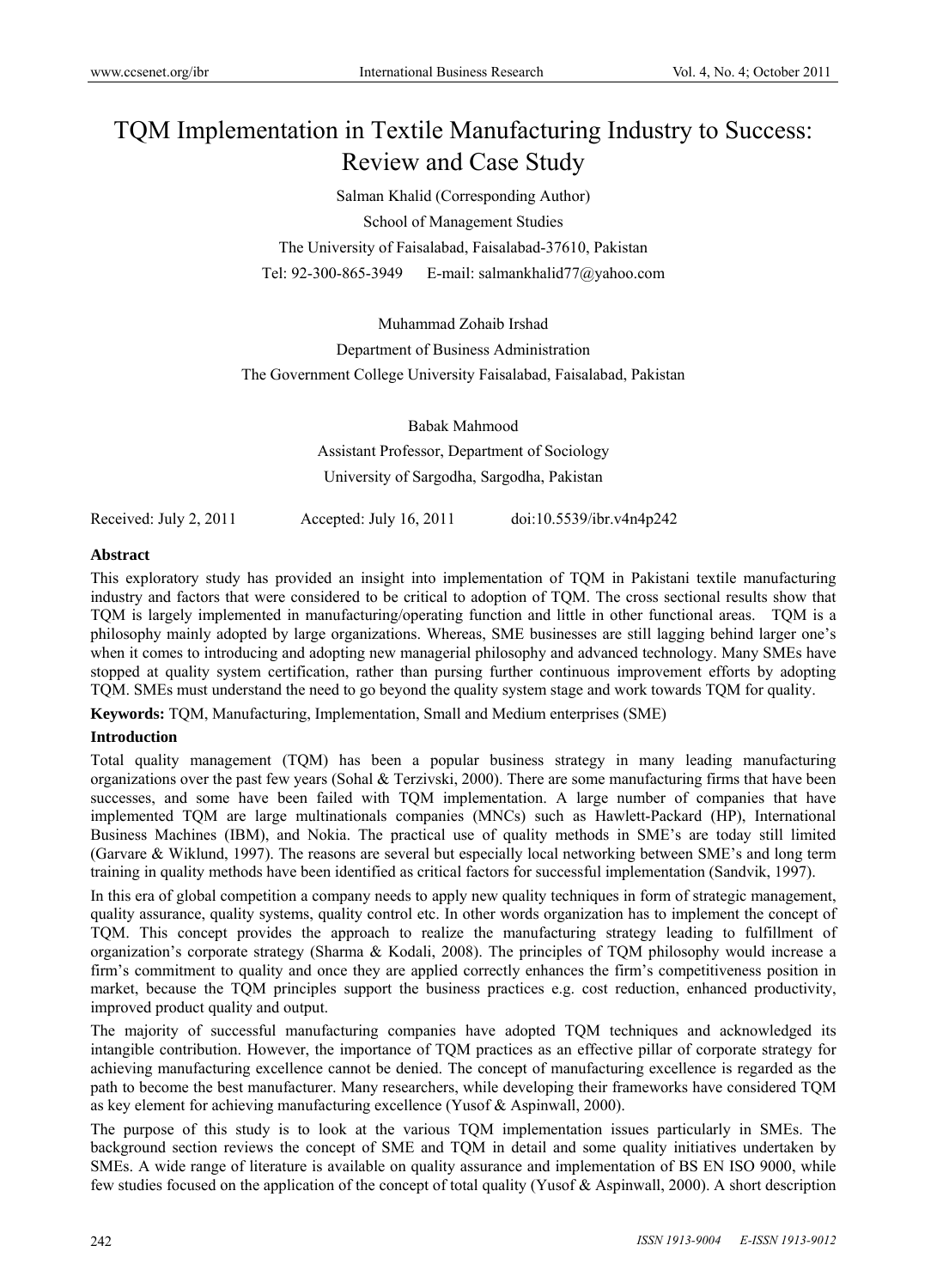# TQM Implementation in Textile Manufacturing Industry to Success: Review and Case Study

Salman Khalid (Corresponding Author)

School of Management Studies

The University of Faisalabad, Faisalabad-37610, Pakistan

Tel: 92-300-865-3949 E-mail: salmankhalid77@yahoo.com

Muhammad Zohaib Irshad

Department of Business Administration

The Government College University Faisalabad, Faisalabad, Pakistan

Babak Mahmood

Assistant Professor, Department of Sociology

University of Sargodha, Sargodha, Pakistan

Received: July 2, 2011 Accepted: July 16, 2011 doi:10.5539/ibr.v4n4p242

**Abstract**

This exploratory study has provided an insight into implementation of TQM in Pakistani textile manufacturing industry and factors that were considered to be critical to adoption of TQM. The cross sectional results show that TQM is largely implemented in manufacturing/operating function and little in other functional areas. TQM is a philosophy mainly adopted by large organizations. Whereas, SME businesses are still lagging behind larger one's when it comes to introducing and adopting new managerial philosophy and advanced technology. Many SMEs have stopped at quality system certification, rather than pursing further continuous improvement efforts by adopting TQM. SMEs must understand the need to go beyond the quality system stage and work towards TQM for quality.

**Keywords:** TQM, Manufacturing, Implementation, Small and Medium enterprises (SME)

**Introduction**

Total quality management (TQM) has been a popular business strategy in many leading manufacturing organizations over the past few years (Sohal & Terzivski, 2000). There are some manufacturing firms that have been successes, and some have been failed with TQM implementation. A large number of companies that have implemented TQM are large multinationals companies (MNCs) such as Hawlett-Packard (HP), International Business Machines (IBM), and Nokia. The practical use of quality methods in SME's are today still limited (Garvare & Wiklund, 1997). The reasons are several but especially local networking between SME's and long term training in quality methods have been identified as critical factors for successful implementation (Sandvik, 1997).

In this era of global competition a company needs to apply new quality techniques in form of strategic management, quality assurance, quality systems, quality control etc. In other words organization has to implement the concept of TQM. This concept provides the approach to realize the manufacturing strategy leading to fulfillment of organization's corporate strategy (Sharma & Kodali, 2008). The principles of TQM philosophy would increase a firm's commitment to quality and once they are applied correctly enhances the firm's competitiveness position in market, because the TQM principles support the business practices e.g. cost reduction, enhanced productivity, improved product quality and output.

The majority of successful manufacturing companies have adopted TQM techniques and acknowledged its intangible contribution. However, the importance of TQM practices as an effective pillar of corporate strategy for achieving manufacturing excellence cannot be denied. The concept of manufacturing excellence is regarded as the path to become the best manufacturer. Many researchers, while developing their frameworks have considered TQM as key element for achieving manufacturing excellence (Yusof & Aspinwall, 2000).

The purpose of this study is to look at the various TQM implementation issues particularly in SMEs. The background section reviews the concept of SME and TQM in detail and some quality initiatives undertaken by SMEs. A wide range of literature is available on quality assurance and implementation of BS EN ISO 9000, while few studies focused on the application of the concept of total quality (Yusof & Aspinwall, 2000). A short description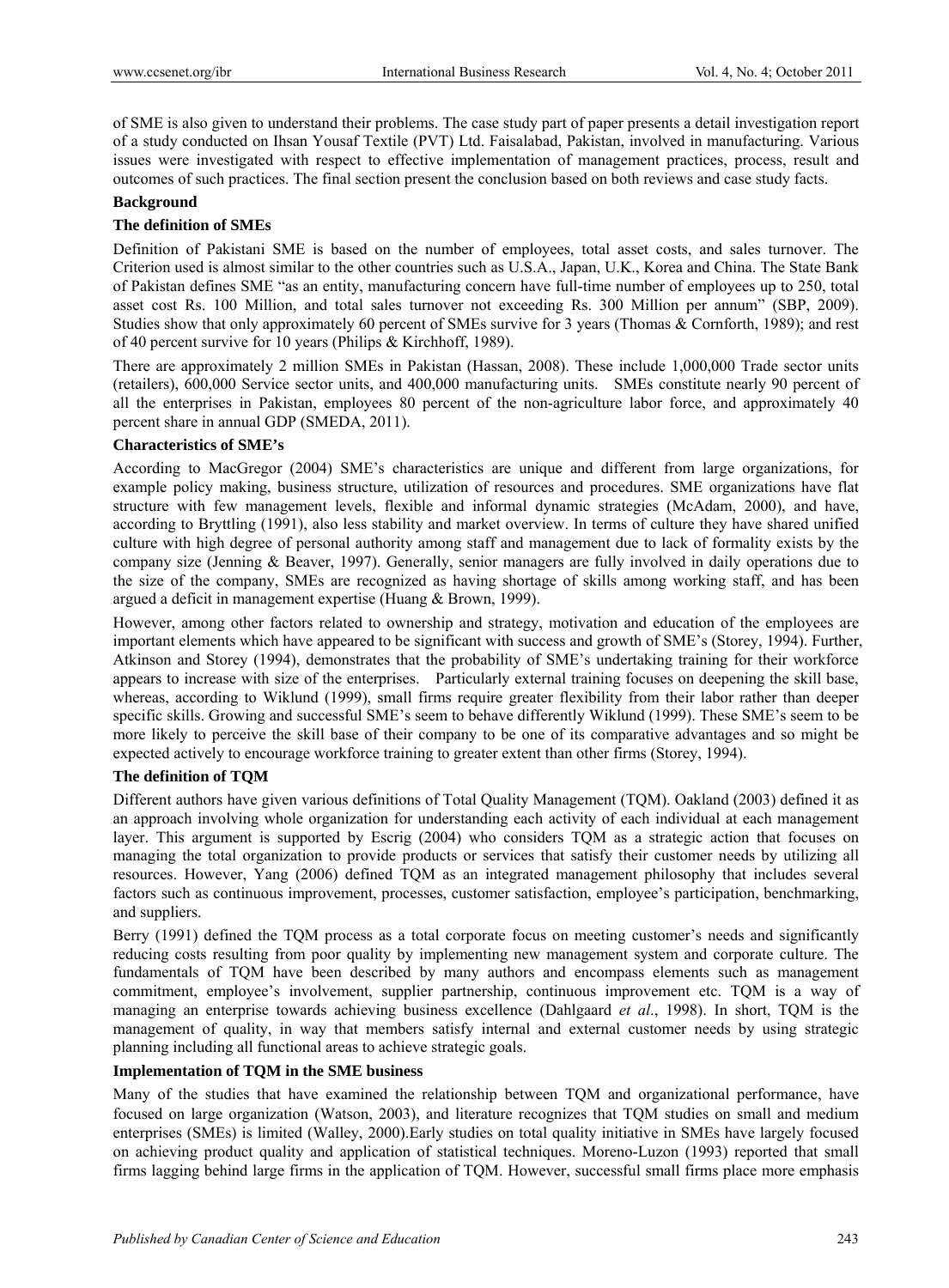of SME is also given to understand their problems. The case study part of paper presents a detail investigation report of a study conducted on Ihsan Yousaf Textile (PVT) Ltd. Faisalabad, Pakistan, involved in manufacturing. Various issues were investigated with respect to effective implementation of management practices, process, result and outcomes of such practices. The final section present the conclusion based on both reviews and case study facts.

## Background

### The definition of SMEs

Definition of Pakistani SME is based on the number of employees, total asset costs, and sales turnover. The Criterion used is almost similar to the other countries such as U.S.A., Japan, U.K., Korea and China. The State Bank of Pakistan defines SME "as an entity, manufacturing concern have full-time number of employees up to 250, total asset cost Rs. 100 Million, and total sales turnover not exceeding Rs. 300 Million per annum" (SBP, 2009). Studies show that only approximately 60 percent of SMEs survive for 3 years (Thomas & Cornforth, 1989); and rest of 40 percent survive for 10 years (Philips & Kirchhoff, 1989).

There are approximately 2 million SMEs in Pakistan (Hassan, 2008). These include 1,000,000 Trade sector units (retailers), 600,000 Service sector units, and 400,000 manufacturing units. SMEs constitute nearly 90 percent of all the enterprises in Pakistan, employees 80 percent of the non-agriculture labor force, and approximately 40 percent share in annual GDP (SMEDA, 2011).

### Characteristics of SME's

According to MacGregor (2004) SME's characteristics are unique and different from large organizations, for example policy making, business structure, utilization of resources and procedures. SME organizations have flat structure with few management levels, flexible and informal dynamic strategies (McAdam, 2000), and have, according to Bryttling (1991), also less stability and market overview. In terms of culture they have shared unified culture with high degree of personal authority among staff and management due to lack of formality exists by the company size (Jenning & Beaver, 1997). Generally, senior managers are fully involved in daily operations due to the size of the company, SMEs are recognized as having shortage of skills among working staff, and has been argued a deficit in management expertise (Huang & Brown, 1999).

However, among other factors related to ownership and strategy, motivation and education of the employees are important elements which have appeared to be significant with success and growth of SME's (Storey, 1994). Further, Atkinson and Storey (1994), demonstrates that the probability of SME's undertaking training for their workforce appears to increase with size of the enterprises. Particularly external training focuses on deepening the skill base, whereas, according to Wiklund (1999), small firms require greater flexibility from their labor rather than deeper specific skills. Growing and successful SME's seem to behave differently Wiklund (1999). These SME's seem to be more likely to perceive the skill base of their company to be one of its comparative advantages and so might be expected actively to encourage workforce training to greater extent than other firms (Storey, 1994).

### The definition of TQM

Different authors have given various definitions of Total Quality Management (TQM). Oakland (2003) defined it as an approach involving whole organization for understanding each activity of each individual at each management layer. This argument is supported by Escrig (2004) who considers TQM as a strategic action that focuses on managing the total organization to provide products or services that satisfy their customer needs by utilizing all resources. However, Yang (2006) defined TQM as an integrated management philosophy that includes several factors such as continuous improvement, processes, customer satisfaction, employee's participation, benchmarking, and suppliers.

Berry (1991) defined the TQM process as a total corporate focus on meeting customer's needs and significantly reducing costs resulting from poor quality by implementing new management system and corporate culture. The fundamentals of TQM have been described by many authors and encompass elements such as management commitment, employee's involvement, supplier partnership, continuous improvement etc. TQM is a way of managing an enterprise towards achieving business excellence (Dahlgaard *et al*., 1998). In short, TQM is the management of quality, in way that members satisfy internal and external customer needs by using strategic planning including all functional areas to achieve strategic goals.

### Implementation of TQM in the SME business

Many of the studies that have examined the relationship between TQM and organizational performance, have focused on large organization (Watson, 2003), and literature recognizes that TQM studies on small and medium enterprises (SMEs) is limited (Walley, 2000).Early studies on total quality initiative in SMEs have largely focused on achieving product quality and application of statistical techniques. Moreno-Luzon (1993) reported that small firms lagging behind large firms in the application of TQM. However, successful small firms place more emphasis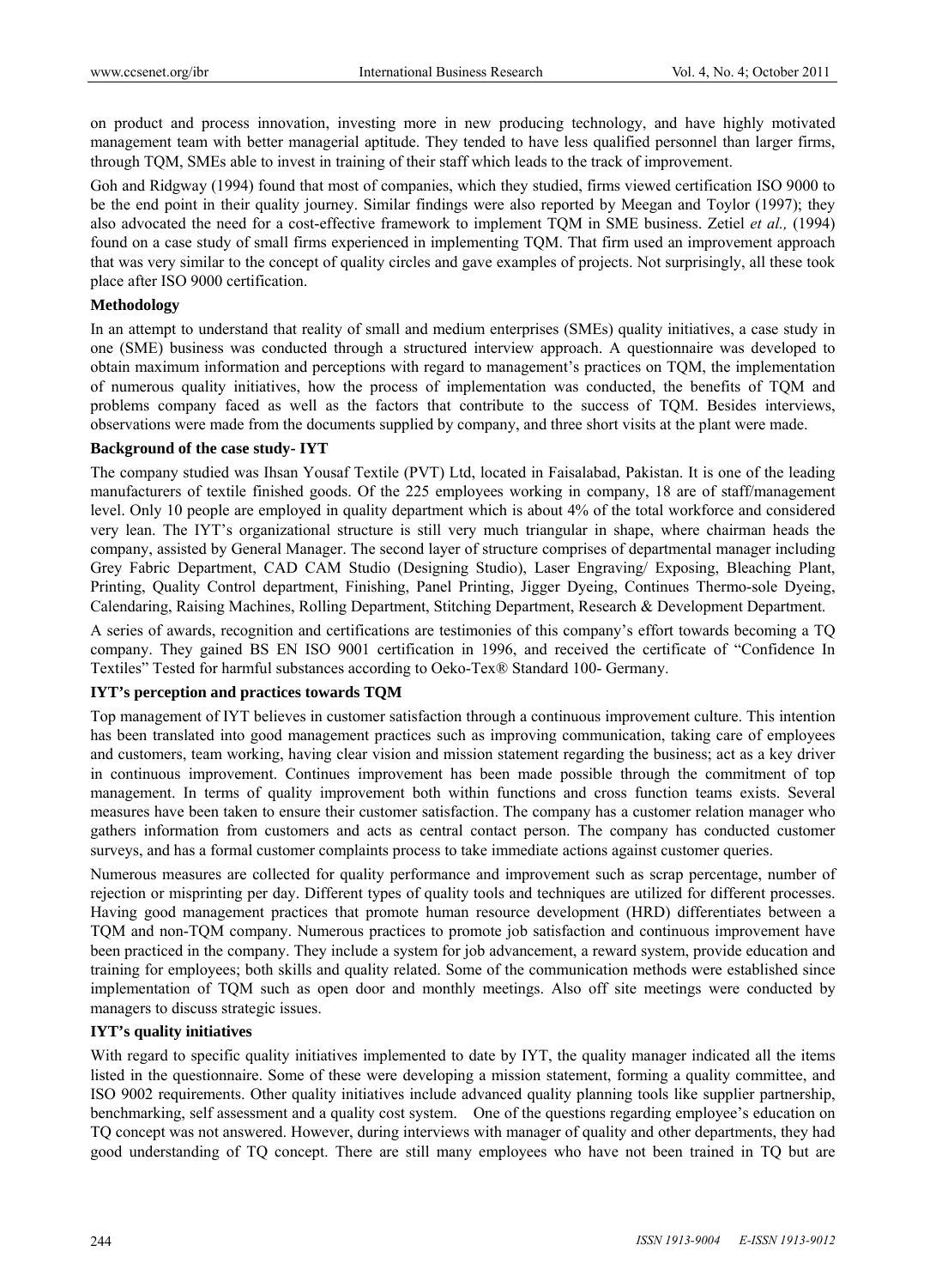on product and process innovation, investing more in new producing technology, and have highly motivated management team with better managerial aptitude. They tended to have less qualified personnel than larger firms, through TQM, SMEs able to invest in training of their staff which leads to the track of improvement.

Goh and Ridgway (1994) found that most of companies, which they studied, firms viewed certification ISO 9000 to be the end point in their quality journey. Similar findings were also reported by Meegan and Toylor (1997); they also advocated the need for a cost-effective framework to implement TQM in SME business. Zetiel *et al.,* (1994) found on a case study of small firms experienced in implementing TQM. That firm used an improvement approach that was very similar to the concept of quality circles and gave examples of projects. Not surprisingly, all these took place after ISO 9000 certification.

**Methodology**

In an attempt to understand that reality of small and medium enterprises (SMEs) quality initiatives, a case study in one (SME) business was conducted through a structured interview approach. A questionnaire was developed to obtain maximum information and perceptions with regard to management's practices on TQM, the implementation of numerous quality initiatives, how the process of implementation was conducted, the benefits of TQM and problems company faced as well as the factors that contribute to the success of TQM. Besides interviews, observations were made from the documents supplied by company, and three short visits at the plant were made.

**Background of the case study- IYT**

The company studied was Ihsan Yousaf Textile (PVT) Ltd, located in Faisalabad, Pakistan. It is one of the leading manufacturers of textile finished goods. Of the 225 employees working in company, 18 are of staff/management level. Only 10 people are employed in quality department which is about 4% of the total workforce and considered very lean. The IYT's organizational structure is still very much triangular in shape, where chairman heads the company, assisted by General Manager. The second layer of structure comprises of departmental manager including Grey Fabric Department, CAD CAM Studio (Designing Studio), Laser Engraving/ Exposing, Bleaching Plant, Printing, Quality Control department, Finishing, Panel Printing, Jigger Dyeing, Continues Thermo-sole Dyeing, Calendaring, Raising Machines, Rolling Department, Stitching Department, Research & Development Department.

A series of awards, recognition and certifications are testimonies of this company's effort towards becoming a TQ company. They gained BS EN ISO 9001 certification in 1996, and received the certificate of "Confidence In Textiles" Tested for harmful substances according to Oeko-Tex® Standard 100- Germany.

**IYT's perception and practices towards TQM**

Top management of IYT believes in customer satisfaction through a continuous improvement culture. This intention has been translated into good management practices such as improving communication, taking care of employees and customers, team working, having clear vision and mission statement regarding the business; act as a key driver in continuous improvement. Continues improvement has been made possible through the commitment of top management. In terms of quality improvement both within functions and cross function teams exists. Several measures have been taken to ensure their customer satisfaction. The company has a customer relation manager who gathers information from customers and acts as central contact person. The company has conducted customer surveys, and has a formal customer complaints process to take immediate actions against customer queries.

Numerous measures are collected for quality performance and improvement such as scrap percentage, number of rejection or misprinting per day. Different types of quality tools and techniques are utilized for different processes. Having good management practices that promote human resource development (HRD) differentiates between a TQM and non-TQM company. Numerous practices to promote job satisfaction and continuous improvement have been practiced in the company. They include a system for job advancement, a reward system, provide education and training for employees; both skills and quality related. Some of the communication methods were established since implementation of TQM such as open door and monthly meetings. Also off site meetings were conducted by managers to discuss strategic issues.

**IYT's quality initiatives**

With regard to specific quality initiatives implemented to date by IYT, the quality manager indicated all the items listed in the questionnaire. Some of these were developing a mission statement, forming a quality committee, and ISO 9002 requirements. Other quality initiatives include advanced quality planning tools like supplier partnership, benchmarking, self assessment and a quality cost system. One of the questions regarding employee's education on TQ concept was not answered. However, during interviews with manager of quality and other departments, they had good understanding of TQ concept. There are still many employees who have not been trained in TQ but are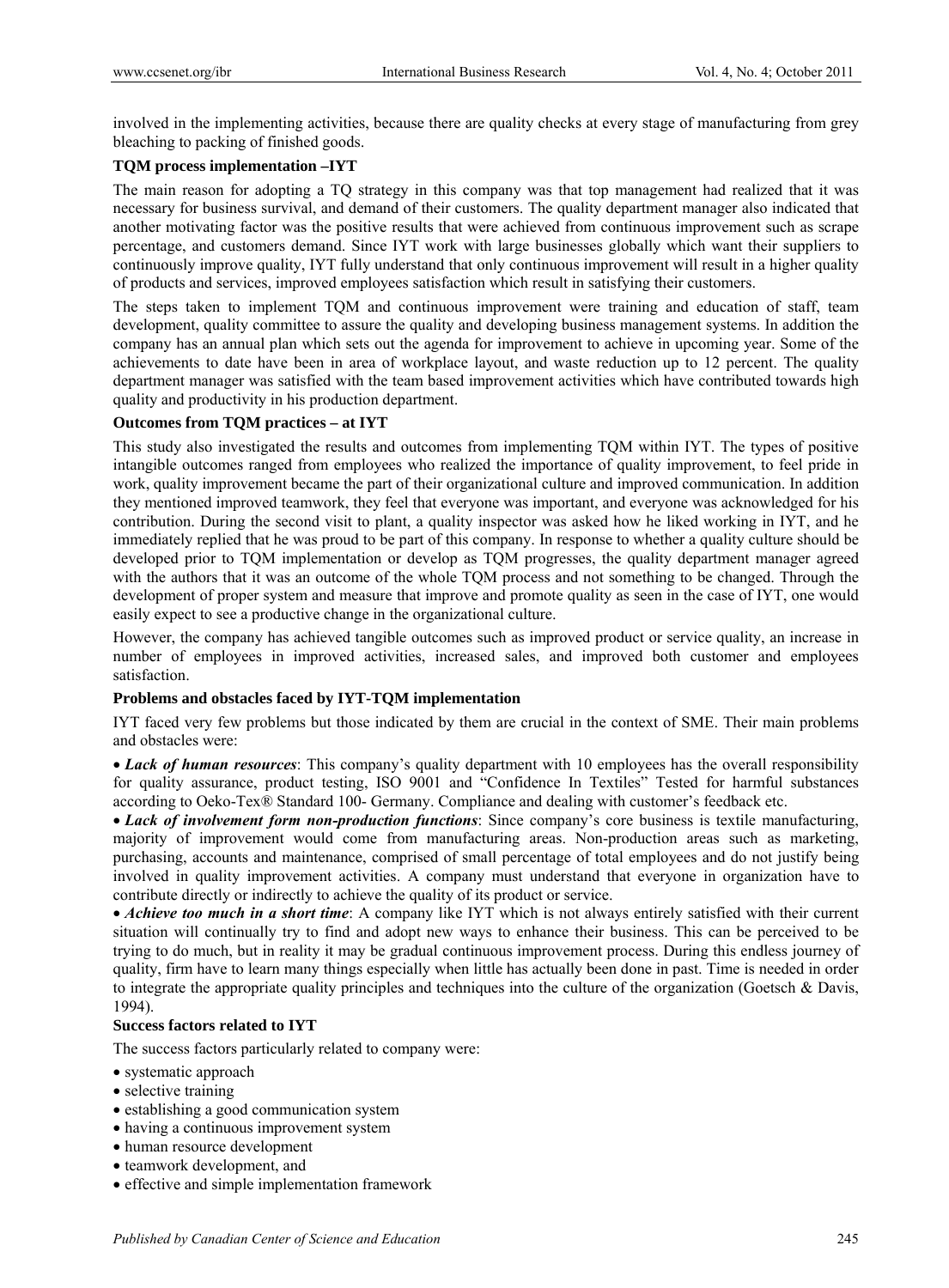involved in the implementing activities, because there are quality checks at every stage of manufacturing from grey bleaching to packing of finished goods.

**TQM process implementation –IYT**

The main reason for adopting a TQ strategy in this company was that top management had realized that it was necessary for business survival, and demand of their customers. The quality department manager also indicated that another motivating factor was the positive results that were achieved from continuous improvement such as scrape percentage, and customers demand. Since IYT work with large businesses globally which want their suppliers to continuously improve quality, IYT fully understand that only continuous improvement will result in a higher quality of products and services, improved employees satisfaction which result in satisfying their customers.

The steps taken to implement TQM and continuous improvement were training and education of staff, team development, quality committee to assure the quality and developing business management systems. In addition the company has an annual plan which sets out the agenda for improvement to achieve in upcoming year. Some of the achievements to date have been in area of workplace layout, and waste reduction up to 12 percent. The quality department manager was satisfied with the team based improvement activities which have contributed towards high quality and productivity in his production department.

**Outcomes from TQM practices – at IYT**

This study also investigated the results and outcomes from implementing TQM within IYT. The types of positive intangible outcomes ranged from employees who realized the importance of quality improvement, to feel pride in work, quality improvement became the part of their organizational culture and improved communication. In addition they mentioned improved teamwork, they feel that everyone was important, and everyone was acknowledged for his contribution. During the second visit to plant, a quality inspector was asked how he liked working in IYT, and he immediately replied that he was proud to be part of this company. In response to whether a quality culture should be developed prior to TQM implementation or develop as TQM progresses, the quality department manager agreed with the authors that it was an outcome of the whole TQM process and not something to be changed. Through the development of proper system and measure that improve and promote quality as seen in the case of IYT, one would easily expect to see a productive change in the organizational culture.

However, the company has achieved tangible outcomes such as improved product or service quality, an increase in number of employees in improved activities, increased sales, and improved both customer and employees satisfaction.

**Problems and obstacles faced by IYT-TQM implementation**

IYT faced very few problems but those indicated by them are crucial in the context of SME. Their main problems and obstacles were:

- ***Lack of human resources***: This company's quality department with 10 employees has the overall responsibility for quality assurance, product testing, ISO 9001 and "Confidence In Textiles" Tested for harmful substances according to Oeko-Tex® Standard 100- Germany. Compliance and dealing with customer's feedback etc.
- ***Lack of involvement form non-production functions***: Since company's core business is textile manufacturing, majority of improvement would come from manufacturing areas. Non-production areas such as marketing, purchasing, accounts and maintenance, comprised of small percentage of total employees and do not justify being involved in quality improvement activities. A company must understand that everyone in organization have to contribute directly or indirectly to achieve the quality of its product or service.
- ***Achieve too much in a short time***: A company like IYT which is not always entirely satisfied with their current situation will continually try to find and adopt new ways to enhance their business. This can be perceived to be trying to do much, but in reality it may be gradual continuous improvement process. During this endless journey of quality, firm have to learn many things especially when little has actually been done in past. Time is needed in order to integrate the appropriate quality principles and techniques into the culture of the organization (Goetsch & Davis, 1994).

**Success factors related to IYT**

The success factors particularly related to company were:

- systematic approach
- selective training
- establishing a good communication system
- having a continuous improvement system
- human resource development
- teamwork development, and
- effective and simple implementation framework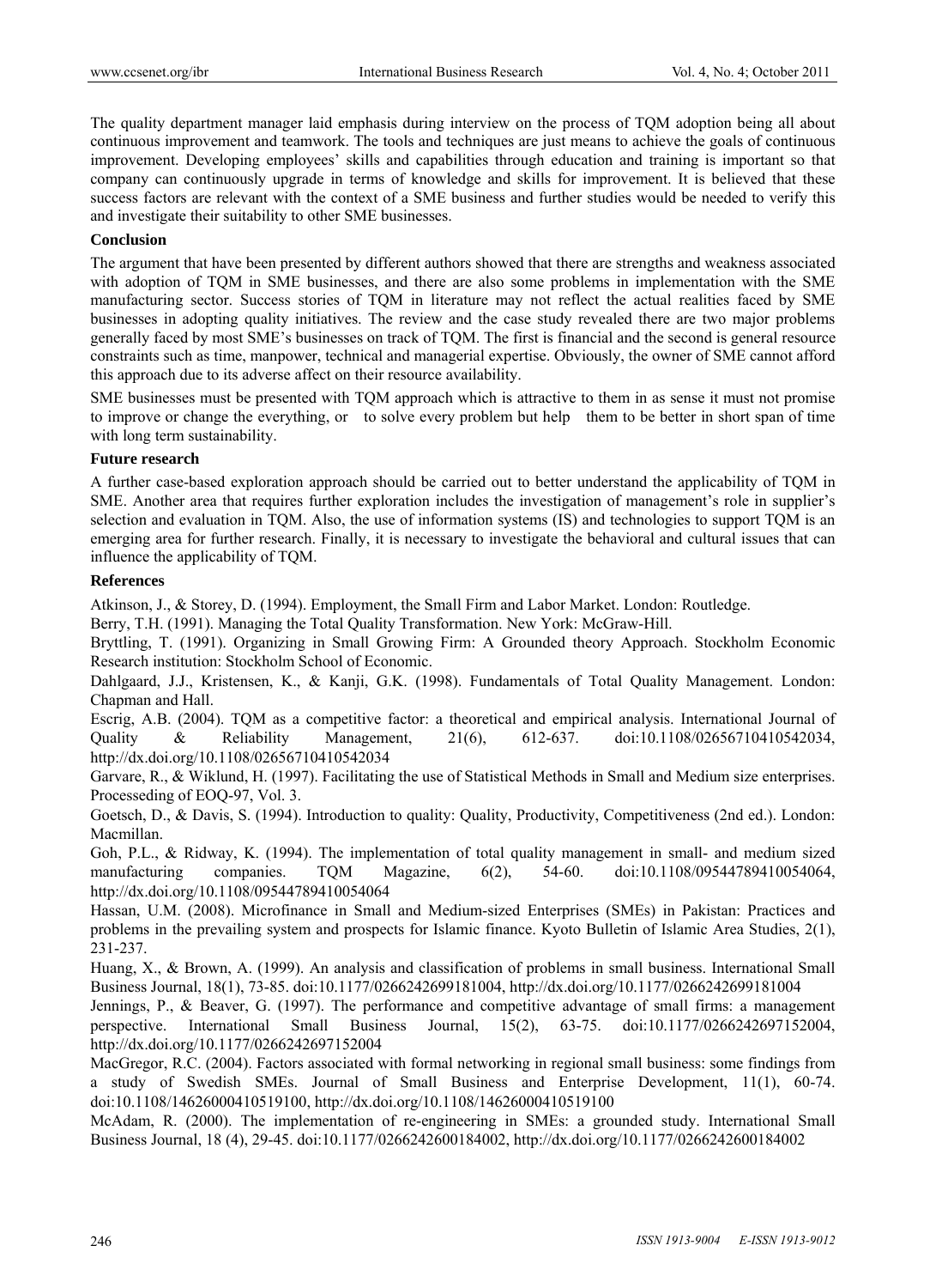The quality department manager laid emphasis during interview on the process of TQM adoption being all about continuous improvement and teamwork. The tools and techniques are just means to achieve the goals of continuous improvement. Developing employees' skills and capabilities through education and training is important so that company can continuously upgrade in terms of knowledge and skills for improvement. It is believed that these success factors are relevant with the context of a SME business and further studies would be needed to verify this and investigate their suitability to other SME businesses.

## Conclusion

The argument that have been presented by different authors showed that there are strengths and weakness associated with adoption of TQM in SME businesses, and there are also some problems in implementation with the SME manufacturing sector. Success stories of TQM in literature may not reflect the actual realities faced by SME businesses in adopting quality initiatives. The review and the case study revealed there are two major problems generally faced by most SME's businesses on track of TQM. The first is financial and the second is general resource constraints such as time, manpower, technical and managerial expertise. Obviously, the owner of SME cannot afford this approach due to its adverse affect on their resource availability.

SME businesses must be presented with TQM approach which is attractive to them in as sense it must not promise to improve or change the everything, or to solve every problem but help them to be better in short span of time with long term sustainability.

## Future research

A further case-based exploration approach should be carried out to better understand the applicability of TQM in SME. Another area that requires further exploration includes the investigation of management's role in supplier's selection and evaluation in TQM. Also, the use of information systems (IS) and technologies to support TQM is an emerging area for further research. Finally, it is necessary to investigate the behavioral and cultural issues that can influence the applicability of TQM.

## References

Atkinson, J., & Storey, D. (1994). Employment, the Small Firm and Labor Market. London: Routledge.

Berry, T.H. (1991). Managing the Total Quality Transformation. New York: McGraw-Hill.

Bryttling, T. (1991). Organizing in Small Growing Firm: A Grounded theory Approach. Stockholm Economic Research institution: Stockholm School of Economic.

Dahlgaard, J.J., Kristensen, K., & Kanji, G.K. (1998). Fundamentals of Total Quality Management. London: Chapman and Hall.

Escrig, A.B. (2004). TQM as a competitive factor: a theoretical and empirical analysis. International Journal of Quality & Reliability Management, 21(6), 612-637. doi:10.1108/02656710410542034, http://dx.doi.org/10.1108/02656710410542034

Garvare, R., & Wiklund, H. (1997). Facilitating the use of Statistical Methods in Small and Medium size enterprises. Processeding of EOQ-97, Vol. 3.

Goetsch, D., & Davis, S. (1994). Introduction to quality: Quality, Productivity, Competitiveness (2nd ed.). London: Macmillan.

Goh, P.L., & Ridway, K. (1994). The implementation of total quality management in small- and medium sized manufacturing companies. TQM Magazine, 6(2), 54-60. doi:10.1108/09544789410054064, http://dx.doi.org/10.1108/09544789410054064

Hassan, U.M. (2008). Microfinance in Small and Medium-sized Enterprises (SMEs) in Pakistan: Practices and problems in the prevailing system and prospects for Islamic finance. Kyoto Bulletin of Islamic Area Studies, 2(1), 231-237.

Huang, X., & Brown, A. (1999). An analysis and classification of problems in small business. International Small Business Journal, 18(1), 73-85. doi:10.1177/0266242699181004, http://dx.doi.org/10.1177/0266242699181004

Jennings, P., & Beaver, G. (1997). The performance and competitive advantage of small firms: a management perspective. International Small Business Journal, 15(2), 63-75. doi:10.1177/0266242697152004, http://dx.doi.org/10.1177/0266242697152004

MacGregor, R.C. (2004). Factors associated with formal networking in regional small business: some findings from a study of Swedish SMEs. Journal of Small Business and Enterprise Development, 11(1), 60-74. doi:10.1108/14626000410519100, http://dx.doi.org/10.1108/14626000410519100

McAdam, R. (2000). The implementation of re-engineering in SMEs: a grounded study. International Small Business Journal, 18 (4), 29-45. doi:10.1177/0266242600184002, http://dx.doi.org/10.1177/0266242600184002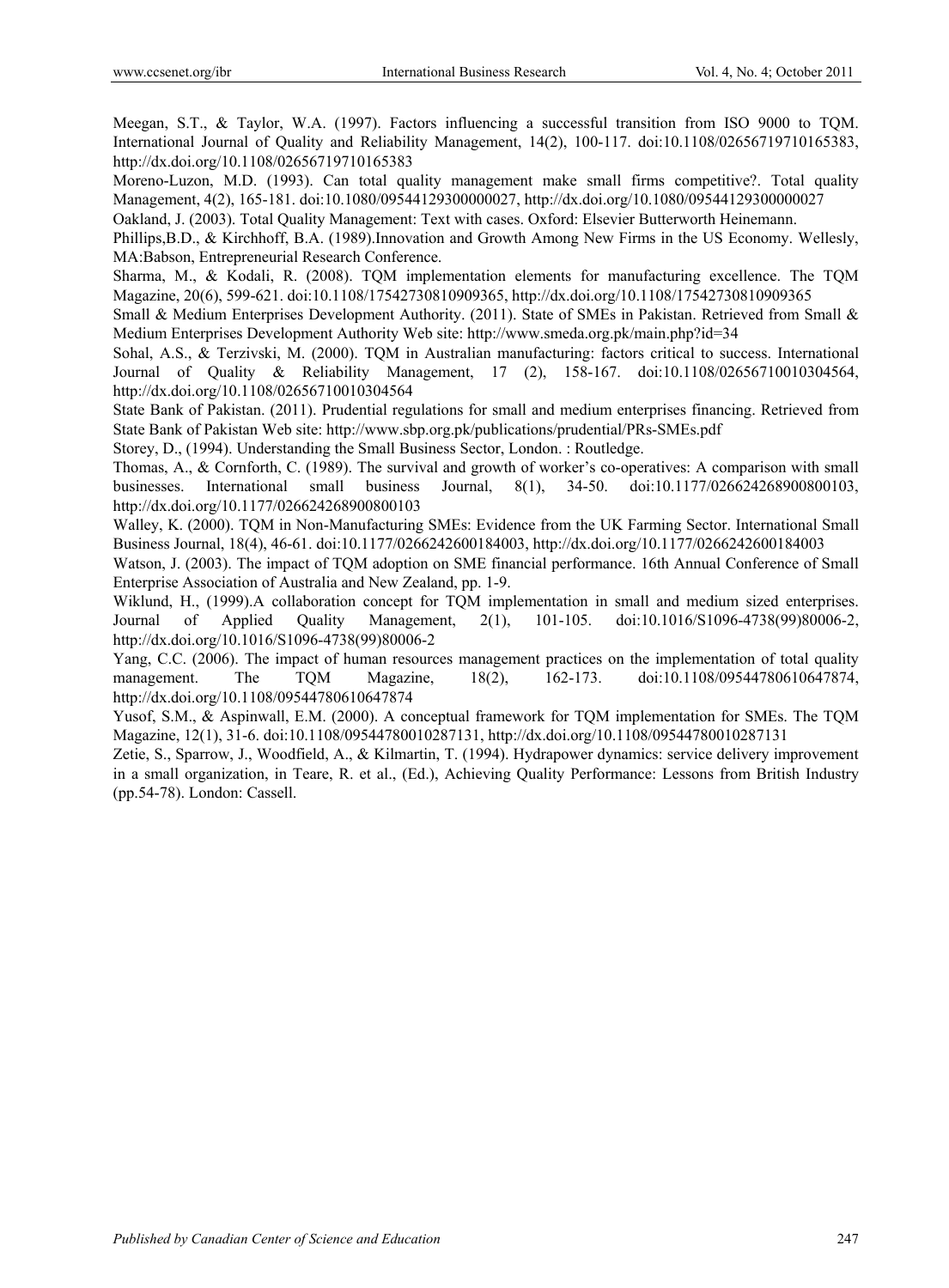Meegan, S.T., & Taylor, W.A. (1997). Factors influencing a successful transition from ISO 9000 to TQM. International Journal of Quality and Reliability Management, 14(2), 100-117. doi:10.1108/02656719710165383, http://dx.doi.org/10.1108/02656719710165383

Moreno-Luzon, M.D. (1993). Can total quality management make small firms competitive?. Total quality Management, 4(2), 165-181. doi:10.1080/09544129300000027, http://dx.doi.org/10.1080/09544129300000027

Oakland, J. (2003). Total Quality Management: Text with cases. Oxford: Elsevier Butterworth Heinemann.

Phillips,B.D., & Kirchhoff, B.A. (1989).Innovation and Growth Among New Firms in the US Economy. Wellesly, MA:Babson, Entrepreneurial Research Conference.

Sharma, M., & Kodali, R. (2008). TQM implementation elements for manufacturing excellence. The TQM Magazine, 20(6), 599-621. doi:10.1108/17542730810909365, http://dx.doi.org/10.1108/17542730810909365

Small & Medium Enterprises Development Authority. (2011). State of SMEs in Pakistan. Retrieved from Small & Medium Enterprises Development Authority Web site: http://www.smeda.org.pk/main.php?id=34

Sohal, A.S., & Terzivski, M. (2000). TQM in Australian manufacturing: factors critical to success. International Journal of Quality & Reliability Management, 17 (2), 158-167. doi:10.1108/02656710010304564, http://dx.doi.org/10.1108/02656710010304564

State Bank of Pakistan. (2011). Prudential regulations for small and medium enterprises financing. Retrieved from State Bank of Pakistan Web site: http://www.sbp.org.pk/publications/prudential/PRs-SMEs.pdf

Storey, D., (1994). Understanding the Small Business Sector, London. : Routledge.

Thomas, A., & Cornforth, C. (1989). The survival and growth of worker's co-operatives: A comparison with small businesses. International small business Journal, 8(1), 34-50. doi:10.1177/026624268900800103, http://dx.doi.org/10.1177/026624268900800103

Walley, K. (2000). TQM in Non-Manufacturing SMEs: Evidence from the UK Farming Sector. International Small Business Journal, 18(4), 46-61. doi:10.1177/0266242600184003, http://dx.doi.org/10.1177/0266242600184003

Watson, J. (2003). The impact of TQM adoption on SME financial performance. 16th Annual Conference of Small Enterprise Association of Australia and New Zealand, pp. 1-9.

Wiklund, H., (1999).A collaboration concept for TQM implementation in small and medium sized enterprises. Journal of Applied Quality Management, 2(1), 101-105. doi:10.1016/S1096-4738(99)80006-2, http://dx.doi.org/10.1016/S1096-4738(99)80006-2

Yang, C.C. (2006). The impact of human resources management practices on the implementation of total quality management. The TQM Magazine, 18(2), 162-173. doi:10.1108/09544780610647874, http://dx.doi.org/10.1108/09544780610647874

Yusof, S.M., & Aspinwall, E.M. (2000). A conceptual framework for TQM implementation for SMEs. The TQM Magazine, 12(1), 31-6. doi:10.1108/09544780010287131, http://dx.doi.org/10.1108/09544780010287131

Zetie, S., Sparrow, J., Woodfield, A., & Kilmartin, T. (1994). Hydrapower dynamics: service delivery improvement in a small organization, in Teare, R. et al., (Ed.), Achieving Quality Performance: Lessons from British Industry (pp.54-78). London: Cassell.